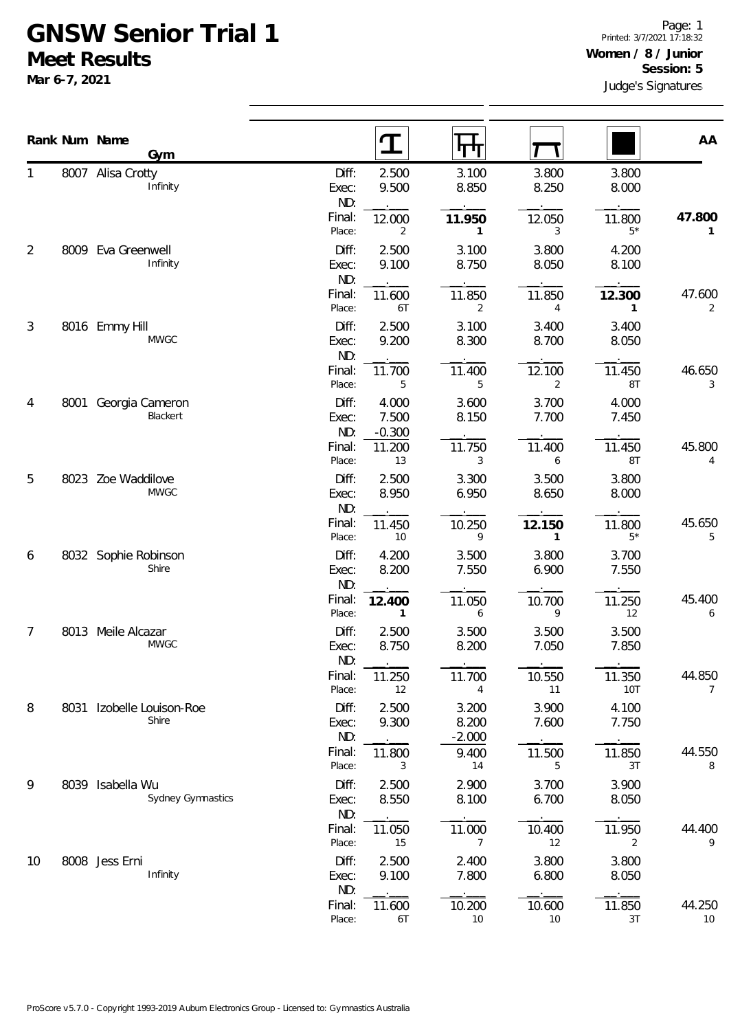# GNSW Senior Trial 1

## Meet Results

**Mar 6-7, 2021**

Printed: 3/7/2021 17:18:32

**Women / 8 / Junior**

**Session: 5**

Judge's Signatures

| Rank | Num | Name / Gym | | Vault | Bars | Beam | Floor | AA |
|---|---|---|---|---|---|---|---|---|
| 1 | 8007 | Alisa Crotty | Diff: | 2.500 | 3.100 | 3.800 | 3.800 | |
| | | Infinity | Exec: | 9.500 | 8.850 | 8.250 | 8.000 | |
| | | | ND: | . | . | . | . | |
| | | | Final: | 12.000 | **11.950** | 12.050 | 11.800 | **47.800** |
| | | | Place: | 2 | **1** | 3 | 5* | **1** |
| 2 | 8009 | Eva Greenwell | Diff: | 2.500 | 3.100 | 3.800 | 4.200 | |
| | | Infinity | Exec: | 9.100 | 8.750 | 8.050 | 8.100 | |
| | | | ND: | . | . | . | . | |
| | | | Final: | 11.600 | 11.850 | 11.850 | **12.300** | 47.600 |
| | | | Place: | 6T | 2 | 4 | **1** | 2 |
| 3 | 8016 | Emmy Hill | Diff: | 2.500 | 3.100 | 3.400 | 3.400 | |
| | | MWGC | Exec: | 9.200 | 8.300 | 8.700 | 8.050 | |
| | | | ND: | . | . | . | . | |
| | | | Final: | 11.700 | 11.400 | 12.100 | 11.450 | 46.650 |
| | | | Place: | 5 | 5 | 2 | 8T | 3 |
| 4 | 8001 | Georgia Cameron | Diff: | 4.000 | 3.600 | 3.700 | 4.000 | |
| | | Blackert | Exec: | 7.500 | 8.150 | 7.700 | 7.450 | |
| | | | ND: | -0.300 | . | . | . | |
| | | | Final: | 11.200 | 11.750 | 11.400 | 11.450 | 45.800 |
| | | | Place: | 13 | 3 | 6 | 8T | 4 |
| 5 | 8023 | Zoe Waddilove | Diff: | 2.500 | 3.300 | 3.500 | 3.800 | |
| | | MWGC | Exec: | 8.950 | 6.950 | 8.650 | 8.000 | |
| | | | ND: | . | . | . | . | |
| | | | Final: | 11.450 | 10.250 | **12.150** | 11.800 | 45.650 |
| | | | Place: | 10 | 9 | **1** | 5* | 5 |
| 6 | 8032 | Sophie Robinson | Diff: | 4.200 | 3.500 | 3.800 | 3.700 | |
| | | Shire | Exec: | 8.200 | 7.550 | 6.900 | 7.550 | |
| | | | ND: | . | . | . | . | |
| | | | Final: | **12.400** | 11.050 | 10.700 | 11.250 | 45.400 |
| | | | Place: | **1** | 6 | 9 | 12 | 6 |
| 7 | 8013 | Meile Alcazar | Diff: | 2.500 | 3.500 | 3.500 | 3.500 | |
| | | MWGC | Exec: | 8.750 | 8.200 | 7.050 | 7.850 | |
| | | | ND: | . | . | . | . | |
| | | | Final: | 11.250 | 11.700 | 10.550 | 11.350 | 44.850 |
| | | | Place: | 12 | 4 | 11 | 10T | 7 |
| 8 | 8031 | Izobelle Louison-Roe | Diff: | 2.500 | 3.200 | 3.900 | 4.100 | |
| | | Shire | Exec: | 9.300 | 8.200 | 7.600 | 7.750 | |
| | | | ND: | . | -2.000 | . | . | |
| | | | Final: | 11.800 | 9.400 | 11.500 | 11.850 | 44.550 |
| | | | Place: | 3 | 14 | 5 | 3T | 8 |
| 9 | 8039 | Isabella Wu | Diff: | 2.500 | 2.900 | 3.700 | 3.900 | |
| | | Sydney Gymnastics | Exec: | 8.550 | 8.100 | 6.700 | 8.050 | |
| | | | ND: | . | . | . | . | |
| | | | Final: | 11.050 | 11.000 | 10.400 | 11.950 | 44.400 |
| | | | Place: | 15 | 7 | 12 | 2 | 9 |
| 10 | 8008 | Jess Erni | Diff: | 2.500 | 2.400 | 3.800 | 3.800 | |
| | | Infinity | Exec: | 9.100 | 7.800 | 6.800 | 8.050 | |
| | | | ND: | . | . | . | . | |
| | | | Final: | 11.600 | 10.200 | 10.600 | 11.850 | 44.250 |
| | | | Place: | 6T | 10 | 10 | 3T | 10 |

ProScore v5.7.0 - Copyright 1993-2019 Auburn Electronics Group - Licensed to: Gymnastics Australia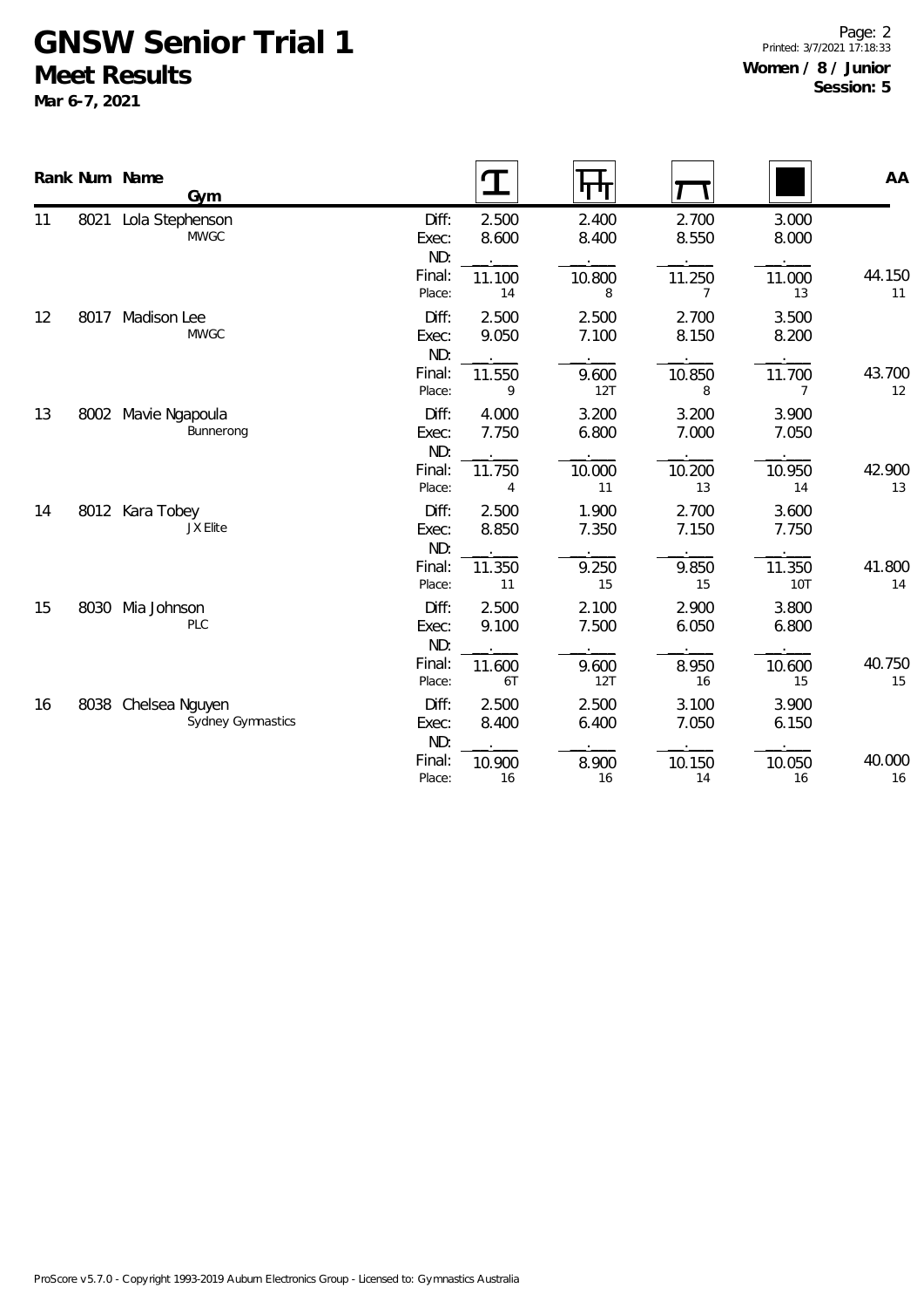# GNSW Senior Trial 1

## Meet Results

**Mar 6-7, 2021**

**Women / 8 / Junior**
**Session: 5**

| Rank | Num | Name / Gym | | Vault | Bars | Beam | Floor | AA |
|---|---|---|---|---|---|---|---|---|
| 11 | 8021 | Lola Stephenson | Diff: | 2.500 | 2.400 | 2.700 | 3.000 | |
| | | MWGC | Exec: | 8.600 | 8.400 | 8.550 | 8.000 | |
| | | | ND: | . | . | . | . | |
| | | | Final: | 11.100 | 10.800 | 11.250 | 11.000 | 44.150 |
| | | | Place: | 14 | 8 | 7 | 13 | 11 |
| 12 | 8017 | Madison Lee | Diff: | 2.500 | 2.500 | 2.700 | 3.500 | |
| | | MWGC | Exec: | 9.050 | 7.100 | 8.150 | 8.200 | |
| | | | ND: | . | . | . | . | |
| | | | Final: | 11.550 | 9.600 | 10.850 | 11.700 | 43.700 |
| | | | Place: | 9 | 12T | 8 | 7 | 12 |
| 13 | 8002 | Mavie Ngapoula | Diff: | 4.000 | 3.200 | 3.200 | 3.900 | |
| | | Bunnerong | Exec: | 7.750 | 6.800 | 7.000 | 7.050 | |
| | | | ND: | . | . | . | . | |
| | | | Final: | 11.750 | 10.000 | 10.200 | 10.950 | 42.900 |
| | | | Place: | 4 | 11 | 13 | 14 | 13 |
| 14 | 8012 | Kara Tobey | Diff: | 2.500 | 1.900 | 2.700 | 3.600 | |
| | | JX Elite | Exec: | 8.850 | 7.350 | 7.150 | 7.750 | |
| | | | ND: | . | . | . | . | |
| | | | Final: | 11.350 | 9.250 | 9.850 | 11.350 | 41.800 |
| | | | Place: | 11 | 15 | 15 | 10T | 14 |
| 15 | 8030 | Mia Johnson | Diff: | 2.500 | 2.100 | 2.900 | 3.800 | |
| | | PLC | Exec: | 9.100 | 7.500 | 6.050 | 6.800 | |
| | | | ND: | . | . | . | . | |
| | | | Final: | 11.600 | 9.600 | 8.950 | 10.600 | 40.750 |
| | | | Place: | 6T | 12T | 16 | 15 | 15 |
| 16 | 8038 | Chelsea Nguyen | Diff: | 2.500 | 2.500 | 3.100 | 3.900 | |
| | | Sydney Gymnastics | Exec: | 8.400 | 6.400 | 7.050 | 6.150 | |
| | | | ND: | . | . | . | . | |
| | | | Final: | 10.900 | 8.900 | 10.150 | 10.050 | 40.000 |
| | | | Place: | 16 | 16 | 14 | 16 | 16 |

ProScore v5.7.0 - Copyright 1993-2019 Auburn Electronics Group - Licensed to: Gymnastics Australia